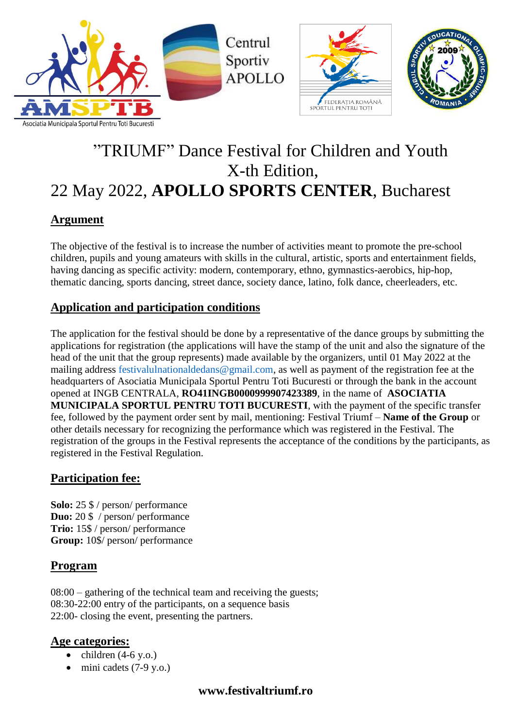# ”TRIUMF” Dance Festival for Children and Youth X-th Edition, 22 May 2022, **APOLLO SPORTS CENTER**, Bucharest

## Argument

The objective of the festival is to increase the number of activities meant to promote the pre-school children, pupils and young amateurs with skills in the cultural, artistic, sports and entertainment fields, having dancing as specific activity: modern, contemporary, ethno, gymnastics-aerobics, hip-hop, thematic dancing, sports dancing, street dance, society dance, latino, folk dance, cheerleaders, etc.

## Application and participation conditions

The application for the festival should be done by a representative of the dance groups by submitting the applications for registration (the applications will have the stamp of the unit and also the signature of the head of the unit that the group represents) made available by the organizers, until 01 May 2022 at the mailing address festivalulnationaldedans@gmail.com, as well as payment of the registration fee at the headquarters of Asociatia Municipala Sportul Pentru Toti Bucuresti or through the bank in the account opened at INGB CENTRALA, **RO41INGB0000999907423389**, in the name of **ASOCIATIA MUNICIPALA SPORTUL PENTRU TOTI BUCURESTI**, with the payment of the specific transfer fee, followed by the payment order sent by mail, mentioning: Festival Triumf – **Name of the Group** or other details necessary for recognizing the performance which was registered in the Festival. The registration of the groups in the Festival represents the acceptance of the conditions by the participants, as registered in the Festival Regulation.

## Participation fee:

**Solo:** 25 $ / person/ performance
**Duo:** 20 $ / person/ performance
**Trio:** 15$ / person/ performance
**Group:** 10$/ person/ performance

## Program

08:00 – gathering of the technical team and receiving the guests;
08:30-22:00 entry of the participants, on a sequence basis
22:00- closing the event, presenting the partners.

## Age categories:

- children (4-6 y.o.)
- mini cadets (7-9 y.o.)

**www.festivaltriumf.ro**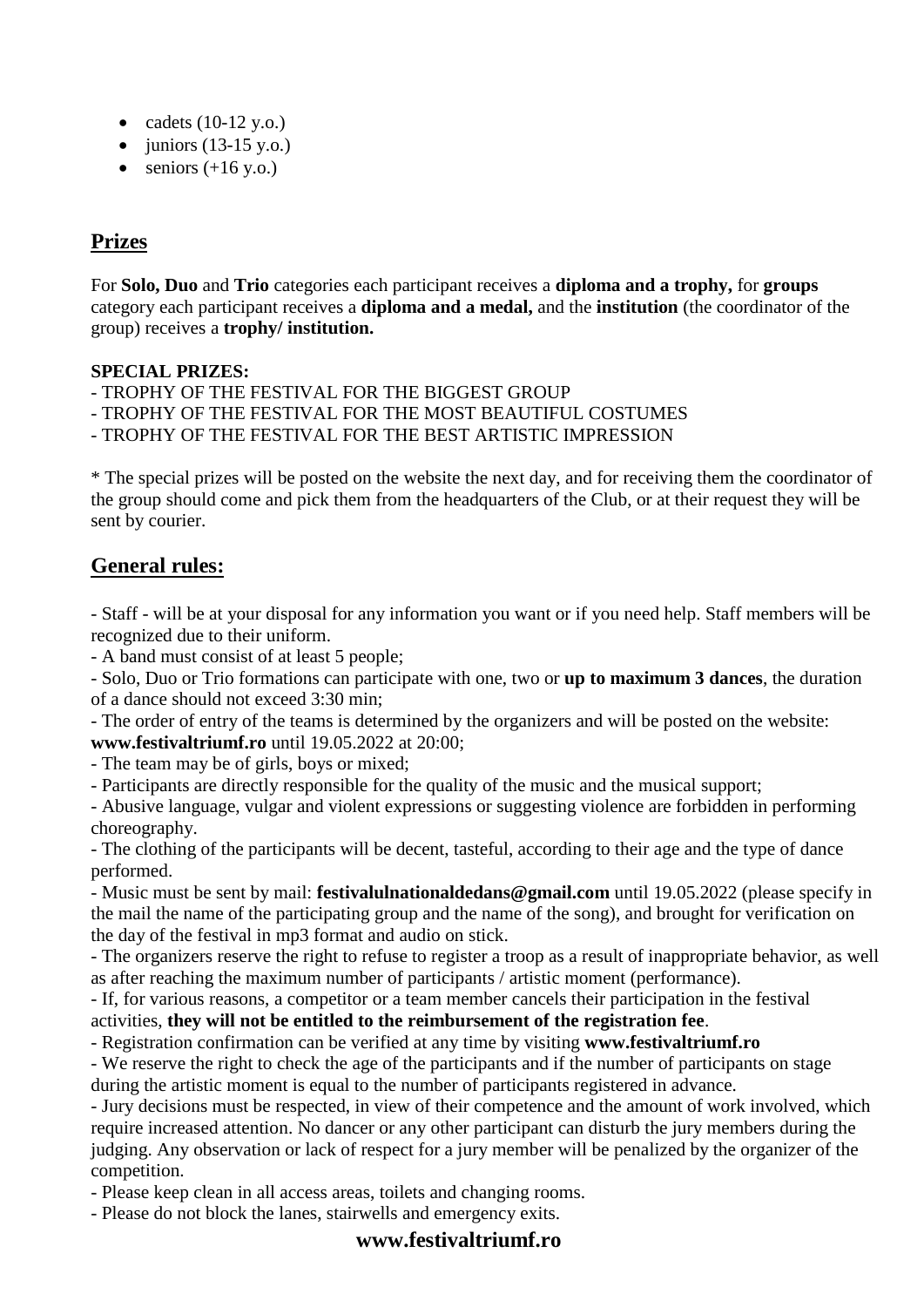- cadets (10-12 y.o.)
- juniors (13-15 y.o.)
- seniors (+16 y.o.)

## Prizes

For **Solo, Duo** and **Trio** categories each participant receives a **diploma and a trophy,** for **groups** category each participant receives a **diploma and a medal,** and the **institution** (the coordinator of the group) receives a **trophy/ institution.**

**SPECIAL PRIZES:**

- TROPHY OF THE FESTIVAL FOR THE BIGGEST GROUP
- TROPHY OF THE FESTIVAL FOR THE MOST BEAUTIFUL COSTUMES
- TROPHY OF THE FESTIVAL FOR THE BEST ARTISTIC IMPRESSION

* The special prizes will be posted on the website the next day, and for receiving them the coordinator of the group should come and pick them from the headquarters of the Club, or at their request they will be sent by courier.

## General rules:

- Staff - will be at your disposal for any information you want or if you need help. Staff members will be recognized due to their uniform.
- A band must consist of at least 5 people;
- Solo, Duo or Trio formations can participate with one, two or **up to maximum 3 dances**, the duration of a dance should not exceed 3:30 min;
- The order of entry of the teams is determined by the organizers and will be posted on the website: **www.festivaltriumf.ro** until 19.05.2022 at 20:00;
- The team may be of girls, boys or mixed;
- Participants are directly responsible for the quality of the music and the musical support;
- Abusive language, vulgar and violent expressions or suggesting violence are forbidden in performing choreography.
- The clothing of the participants will be decent, tasteful, according to their age and the type of dance performed.
- Music must be sent by mail: **festivalulnationaldedans@gmail.com** until 19.05.2022 (please specify in the mail the name of the participating group and the name of the song), and brought for verification on the day of the festival in mp3 format and audio on stick.
- The organizers reserve the right to refuse to register a troop as a result of inappropriate behavior, as well as after reaching the maximum number of participants / artistic moment (performance).
- If, for various reasons, a competitor or a team member cancels their participation in the festival activities, **they will not be entitled to the reimbursement of the registration fee**.
- Registration confirmation can be verified at any time by visiting **www.festivaltriumf.ro**
- We reserve the right to check the age of the participants and if the number of participants on stage during the artistic moment is equal to the number of participants registered in advance.
- Jury decisions must be respected, in view of their competence and the amount of work involved, which require increased attention. No dancer or any other participant can disturb the jury members during the judging. Any observation or lack of respect for a jury member will be penalized by the organizer of the competition.
- Please keep clean in all access areas, toilets and changing rooms.
- Please do not block the lanes, stairwells and emergency exits.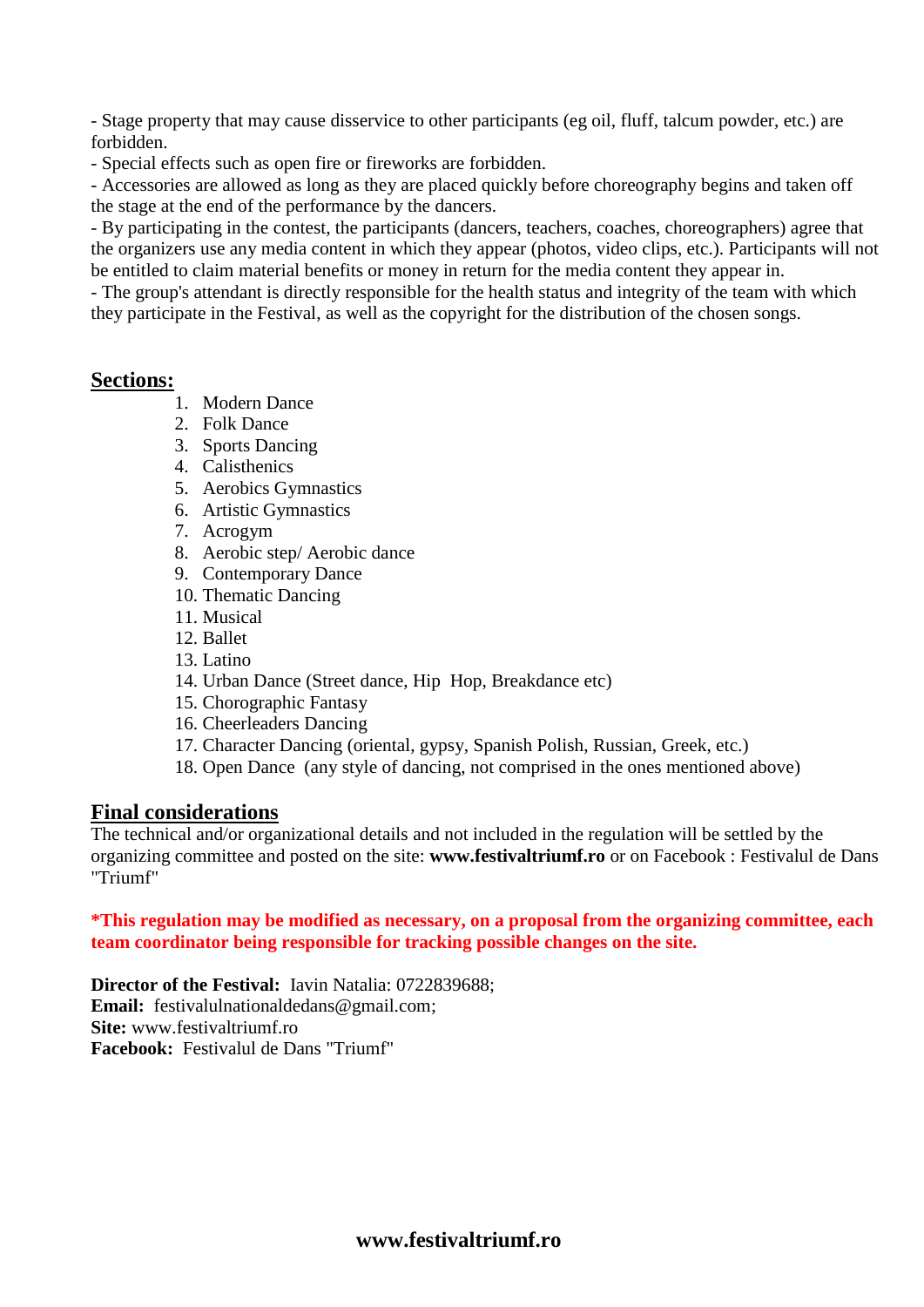- Stage property that may cause disservice to other participants (eg oil, fluff, talcum powder, etc.) are forbidden.
- Special effects such as open fire or fireworks are forbidden.
- Accessories are allowed as long as they are placed quickly before choreography begins and taken off the stage at the end of the performance by the dancers.
- By participating in the contest, the participants (dancers, teachers, coaches, choreographers) agree that the organizers use any media content in which they appear (photos, video clips, etc.). Participants will not be entitled to claim material benefits or money in return for the media content they appear in.
- The group's attendant is directly responsible for the health status and integrity of the team with which they participate in the Festival, as well as the copyright for the distribution of the chosen songs.

## Sections:

1. Modern Dance
2. Folk Dance
3. Sports Dancing
4. Calisthenics
5. Aerobics Gymnastics
6. Artistic Gymnastics
7. Acrogym
8. Aerobic step/ Aerobic dance
9. Contemporary Dance
10. Thematic Dancing
11. Musical
12. Ballet
13. Latino
14. Urban Dance (Street dance, Hip Hop, Breakdance etc)
15. Chorographic Fantasy
16. Cheerleaders Dancing
17. Character Dancing (oriental, gypsy, Spanish Polish, Russian, Greek, etc.)
18. Open Dance (any style of dancing, not comprised in the ones mentioned above)

## Final considerations

The technical and/or organizational details and not included in the regulation will be settled by the organizing committee and posted on the site: **www.festivaltriumf.ro** or on Facebook : Festivalul de Dans "Triumf"

***This regulation may be modified as necessary, on a proposal from the organizing committee, each team coordinator being responsible for tracking possible changes on the site.**

**Director of the Festival:** Iavin Natalia: 0722839688;
**Email:** festivalulnationaldedans@gmail.com;
**Site:** www.festivaltriumf.ro
**Facebook:** Festivalul de Dans "Triumf"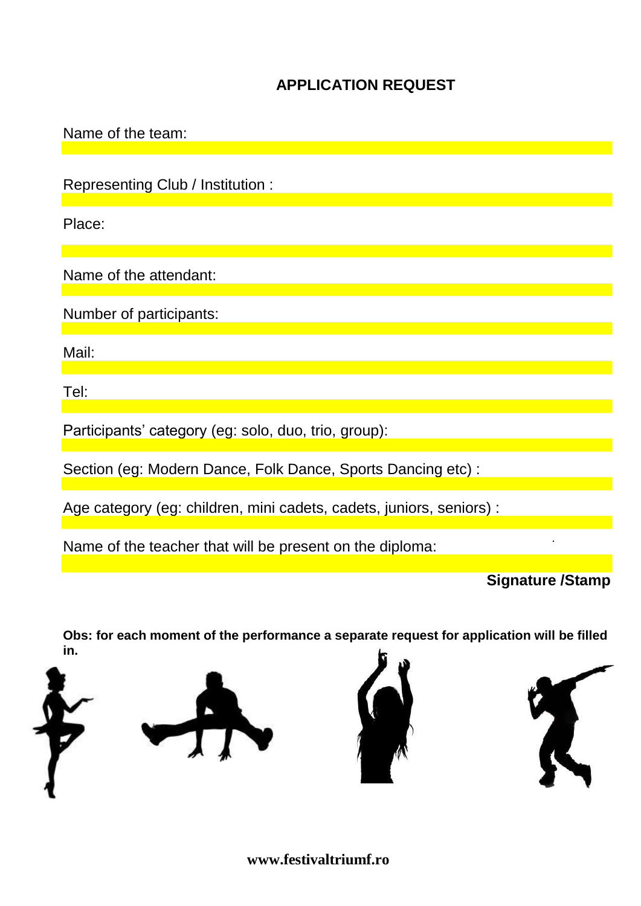## APPLICATION REQUEST

Name of the team:

Representing Club / Institution :

Place:

Name of the attendant:

Number of participants:

Mail:

Tel:

Participants' category (eg: solo, duo, trio, group):

Section (eg: Modern Dance, Folk Dance, Sports Dancing etc) :

Age category (eg: children, mini cadets, cadets, juniors, seniors) :

Name of the teacher that will be present on the diploma:

**Signature /Stamp**

**Obs: for each moment of the performance a separate request for application will be filled in.**

**www.festivaltriumf.ro**